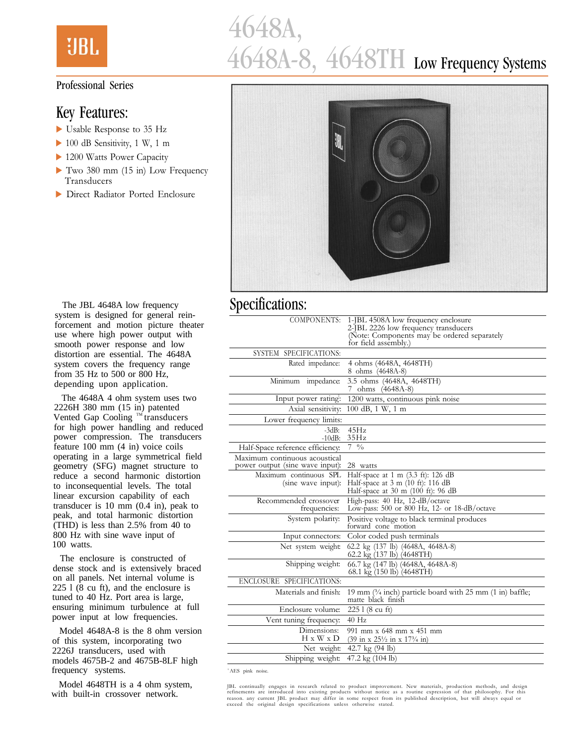# 4648A, 4648A-8, 4648TH Low Frequency Systems

Professional Series

## Key Features:

- Usable Response to 35 Hz
- 100 dB Sensitivity, 1 W, 1 m
- 1200 Watts Power Capacity
- Two 380 mm (15 in) Low Frequency Transducers
- Direct Radiator Ported Enclosure

The JBL 4648A low frequency system is designed for general reinforcement and motion picture theater use where high power output with smooth power response and low distortion are essential. The 4648A system covers the frequency range from 35 Hz to 500 or 800 Hz, depending upon application.

The 4648A 4 ohm system uses two 2226H 380 mm (15 in) patented Vented Gap Cooling ™ transducers for high power handling and reduced power compression. The transducers feature 100 mm (4 in) voice coils operating in a large symmetrical field geometry (SFG) magnet structure to reduce a second harmonic distortion to inconsequential levels. The total linear excursion capability of each transducer is 10 mm (0.4 in), peak to peak, and total harmonic distortion (THD) is less than 2.5% from 40 to 800 Hz with sine wave input of 100 watts.

The enclosure is constructed of dense stock and is extensively braced on all panels. Net internal volume is 225 l (8 cu ft), and the enclosure is tuned to 40 Hz. Port area is large, ensuring minimum turbulence at full power input at low frequencies.

Model 4648A-8 is the 8 ohm version of this system, incorporating two 2226J transducers, used with models 4675B-2 and 4675B-8LF high frequency systems.

Model 4648TH is a 4 ohm system, with built-in crossover network.

## Specifications:

| | |
|---|---|
| COMPONENTS: | 1-JBL 4508A low frequency enclosure<br>2-JBL 2226 low frequency transducers<br>(Note: Components may be ordered separately for field assembly.) |
| SYSTEM SPECIFICATIONS: | |
| Rated impedance: | 4 ohms (4648A, 4648TH)<br>8 ohms (4648A-8) |
| Minimum impedance: | 3.5 ohms (4648A, 4648TH)<br>7 ohms (4648A-8) |
| Input power rating[1]: | 1200 watts, continuous pink noise |
| Axial sensitivity: | 100 dB, 1 W, 1 m |
| Lower frequency limits: | |
| -3dB:<br>-10dB: | 45Hz<br>35Hz |
| Half-Space reference efficiency: | 7 % |
| Maximum continuous acoustical power output (sine wave input): | 28 watts |
| Maximum continuous SPL (sine wave input): | Half-space at 1 m (3.3 ft): 126 dB<br>Half-space at 3 m (10 ft): 116 dB<br>Half-space at 30 m (100 ft): 96 dB |
| Recommended crossover frequencies: | High-pass: 40 Hz, 12-dB/octave<br>Low-pass: 500 or 800 Hz, 12- or 18-dB/octave |
| System polarity: | Positive voltage to black terminal produces forward cone motion |
| Input connectors: | Color coded push terminals |
| Net system weight: | 62.2 kg (137 lb) (4648A, 4648A-8)<br>62.2 kg (137 lb) (4648TH) |
| Shipping weight: | 66.7 kg (147 lb) (4648A, 4648A-8)<br>68.1 kg (150 lb) (4648TH) |
| ENCLOSURE SPECIFICATIONS: | |
| Materials and finish: | 19 mm (¾ inch) particle board with 25 mm (1 in) baffle; matte black finish |
| Enclosure volume: | 225 l (8 cu ft) |
| Vent tuning frequency: | 40 Hz |
| Dimensions: H x W x D | 991 mm x 648 mm x 451 mm<br>(39 in x 25½ in x 17¾ in) |
| Net weight: | 42.7 kg (94 lb) |
| Shipping weight: | 47.2 kg (104 lb) |

[1] AES pink noise.

JBL continually engages in research related to product improvement. New materials, production methods, and design refinements are introduced into existing products without notice as a routine expression of that philosophy. For this reason. any current JBL product may differ in some respect from its published description, but will always equal or exceed the original design specifications unless otherwise stated.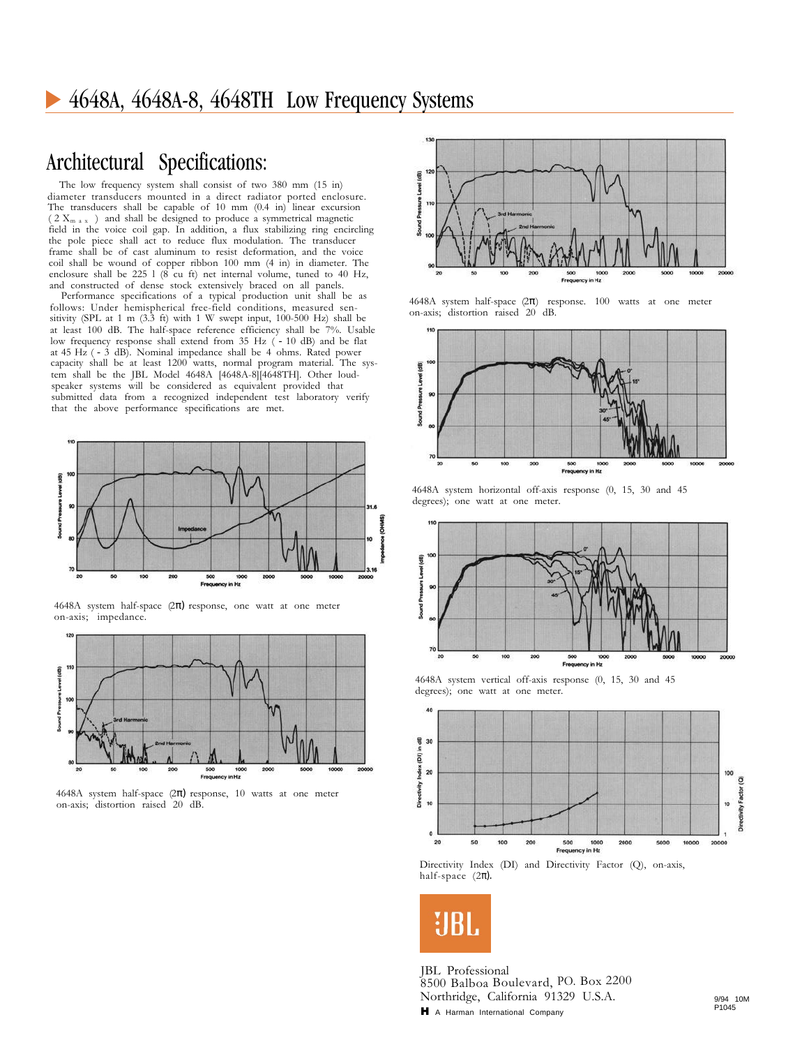# 4648A, 4648A-8, 4648TH Low Frequency Systems

## Architectural Specifications:

The low frequency system shall consist of two 380 mm (15 in) diameter transducers mounted in a direct radiator ported enclosure. The transducers shall be capable of 10 mm (0.4 in) linear excursion ($2 X_{max}$) and shall be designed to produce a symmetrical magnetic field in the voice coil gap. In addition, a flux stabilizing ring encircling the pole piece shall act to reduce flux modulation. The transducer frame shall be of cast aluminum to resist deformation, and the voice coil shall be wound of copper ribbon 100 mm (4 in) in diameter. The enclosure shall be 225 l (8 cu ft) net internal volume, tuned to 40 Hz, and constructed of dense stock extensively braced on all panels.

Performance specifications of a typical production unit shall be as follows: Under hemispherical free-field conditions, measured sensitivity (SPL at 1 m (3.3 ft) with 1 W swept input, 100-500 Hz) shall be at least 100 dB. The half-space reference efficiency shall be 7%. Usable low frequency response shall extend from 35 Hz (-10 dB) and be flat at 45 Hz (-3 dB). Nominal impedance shall be 4 ohms. Rated power capacity shall be at least 1200 watts, normal program material. The system shall be the JBL Model 4648A [4648A-8][4648TH]. Other loudspeaker systems will be considered as equivalent provided that submitted data from a recognized independent test laboratory verify that the above performance specifications are met.

Sound Pressure Level (dB)
110
100
90
80
70
Impedance
31.6
10
3.16
Impedance (OHMS)
20 50 100 200 500 1000 2000 5000 10000 20000
Frequency in Hz

4648A system half-space (2π) response, one watt at one meter on-axis; impedance.

Sound Pressure Level (dB)
120
110
100
90
80
3rd Harmonic
2nd Harmonic
20 50 100 200 500 1000 2000 5000 10000 20000
Frequency in Hz

4648A system half-space (2π) response, 10 watts at one meter on-axis; distortion raised 20 dB.

Sound Pressure Level (dB)
130
120
110
100
90
3rd Harmonic
2nd Harmonic
20 50 100 200 500 1000 2000 5000 10000 20000
Frequency in Hz

4648A system half-space (2π) response. 100 watts at one meter on-axis; distortion raised 20 dB.

Sound Pressure Level (dB)
110
100
90
80
70
0°
15°
30°
45°
20 50 100 200 500 1000 2000 5000 10000 20000
Frequency in Hz

4648A system horizontal off-axis response (0, 15, 30 and 45 degrees); one watt at one meter.

Sound Pressure Level (dB)
110
100
90
80
70
0°
15°
30°
45°
20 50 100 200 500 1000 2000 5000 10000 20000
Frequency in Hz

4648A system vertical off-axis response (0, 15, 30 and 45 degrees); one watt at one meter.

Directivity Index (DI) in dB
40
30
20
10
0
Directivity Factor (Q)
100
10
1
20 50 100 200 500 1000 2000 5000 10000 20000
Frequency in Hz

Directivity Index (DI) and Directivity Factor (Q), on-axis, half-space (2π).

JBL

JBL Professional
8500 Balboa Boulevard, PO. Box 2200
Northridge, California 91329 U.S.A.
H A Harman International Company

9/94 10M
P1045